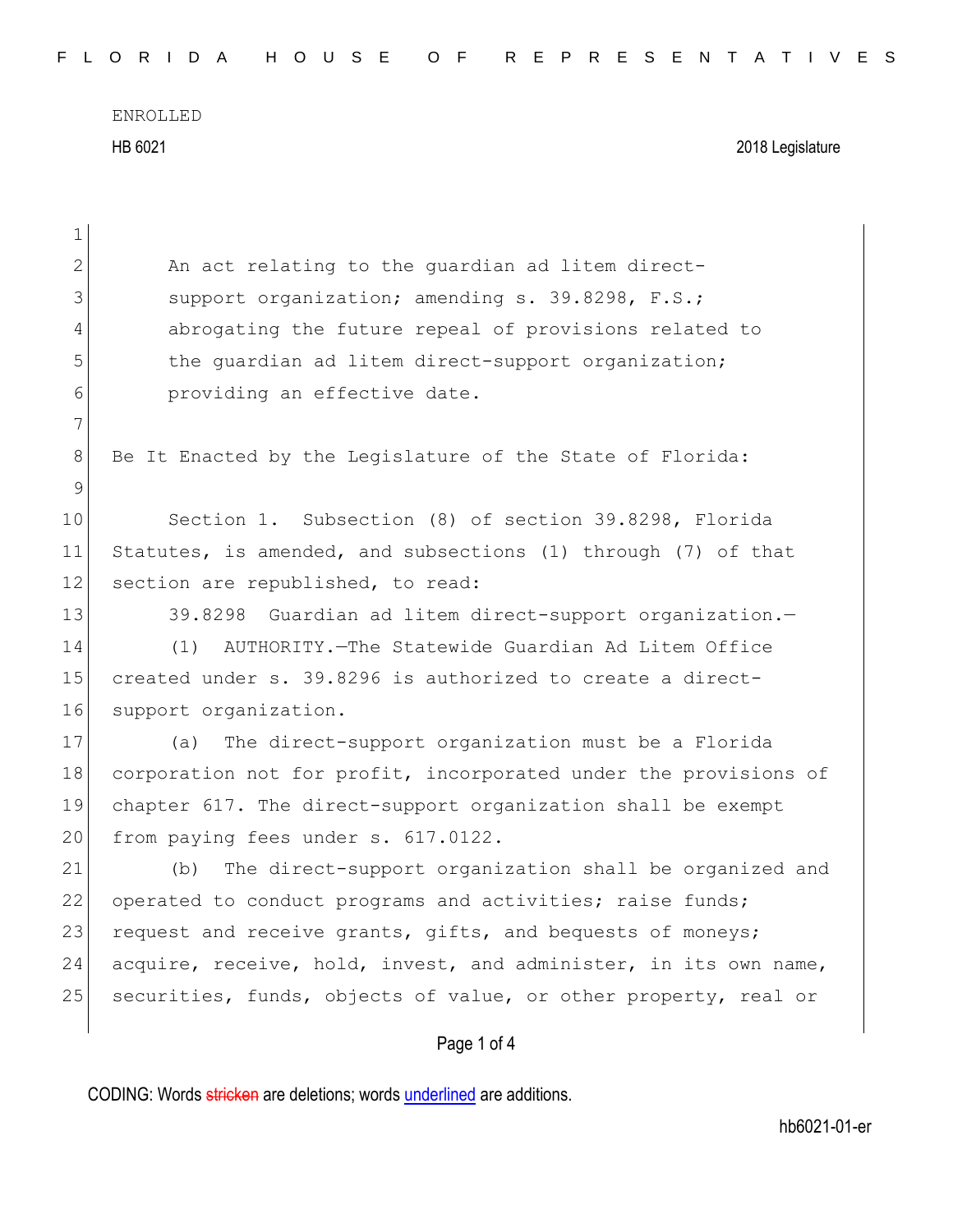ENROLLED

HB 6021 2018 Legislature

An act relating to the guardian ad litem direct-support organization; amending s. 39.8298, F.S.; abrogating the future repeal of provisions related to the guardian ad litem direct-support organization; providing an effective date.

Be It Enacted by the Legislature of the State of Florida:

Section 1. Subsection (8) of section 39.8298, Florida Statutes, is amended, and subsections (1) through (7) of that section are republished, to read:

39.8298 Guardian ad litem direct-support organization.—

(1) AUTHORITY.—The Statewide Guardian Ad Litem Office created under s. 39.8296 is authorized to create a direct-support organization.

(a) The direct-support organization must be a Florida corporation not for profit, incorporated under the provisions of chapter 617. The direct-support organization shall be exempt from paying fees under s. 617.0122.

(b) The direct-support organization shall be organized and operated to conduct programs and activities; raise funds; request and receive grants, gifts, and bequests of moneys; acquire, receive, hold, invest, and administer, in its own name, securities, funds, objects of value, or other property, real or

CODING: Words stricken are deletions; words underlined are additions.

hb6021-01-er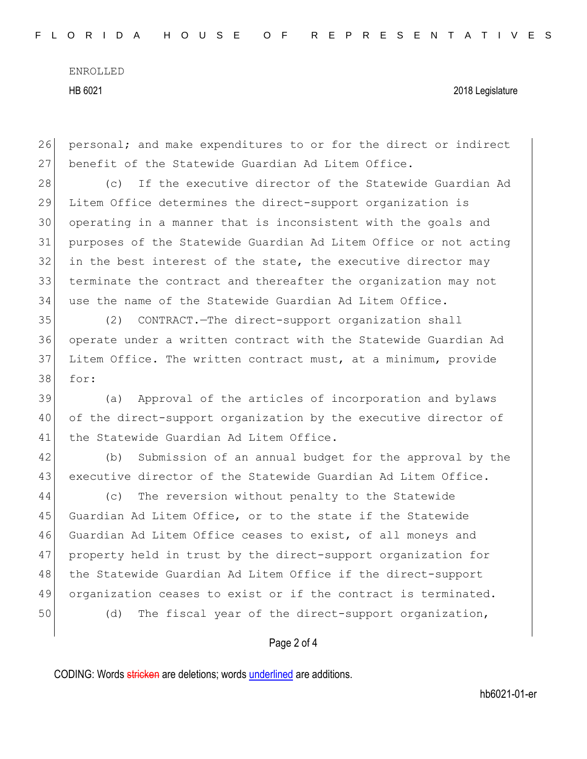personal; and make expenditures to or for the direct or indirect benefit of the Statewide Guardian Ad Litem Office.

(c) If the executive director of the Statewide Guardian Ad Litem Office determines the direct-support organization is operating in a manner that is inconsistent with the goals and purposes of the Statewide Guardian Ad Litem Office or not acting in the best interest of the state, the executive director may terminate the contract and thereafter the organization may not use the name of the Statewide Guardian Ad Litem Office.

(2) CONTRACT.—The direct-support organization shall operate under a written contract with the Statewide Guardian Ad Litem Office. The written contract must, at a minimum, provide for:

(a) Approval of the articles of incorporation and bylaws of the direct-support organization by the executive director of the Statewide Guardian Ad Litem Office.

(b) Submission of an annual budget for the approval by the executive director of the Statewide Guardian Ad Litem Office.

(c) The reversion without penalty to the Statewide Guardian Ad Litem Office, or to the state if the Statewide Guardian Ad Litem Office ceases to exist, of all moneys and property held in trust by the direct-support organization for the Statewide Guardian Ad Litem Office if the direct-support organization ceases to exist or if the contract is terminated.

(d) The fiscal year of the direct-support organization,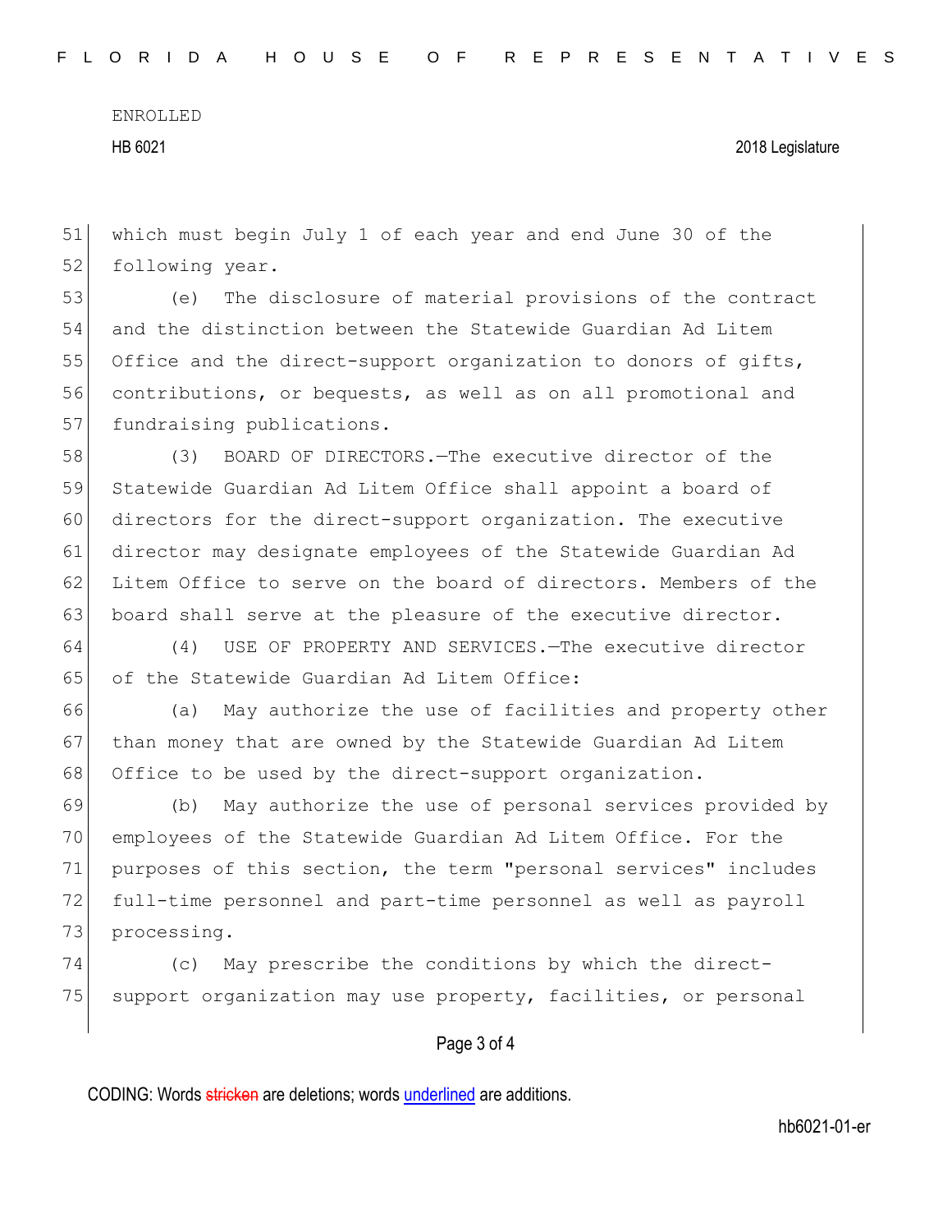which must begin July 1 of each year and end June 30 of the following year.

(e) The disclosure of material provisions of the contract and the distinction between the Statewide Guardian Ad Litem Office and the direct-support organization to donors of gifts, contributions, or bequests, as well as on all promotional and fundraising publications.

(3) BOARD OF DIRECTORS.—The executive director of the Statewide Guardian Ad Litem Office shall appoint a board of directors for the direct-support organization. The executive director may designate employees of the Statewide Guardian Ad Litem Office to serve on the board of directors. Members of the board shall serve at the pleasure of the executive director.

(4) USE OF PROPERTY AND SERVICES.—The executive director of the Statewide Guardian Ad Litem Office:

(a) May authorize the use of facilities and property other than money that are owned by the Statewide Guardian Ad Litem Office to be used by the direct-support organization.

(b) May authorize the use of personal services provided by employees of the Statewide Guardian Ad Litem Office. For the purposes of this section, the term "personal services" includes full-time personnel and part-time personnel as well as payroll processing.

(c) May prescribe the conditions by which the direct-support organization may use property, facilities, or personal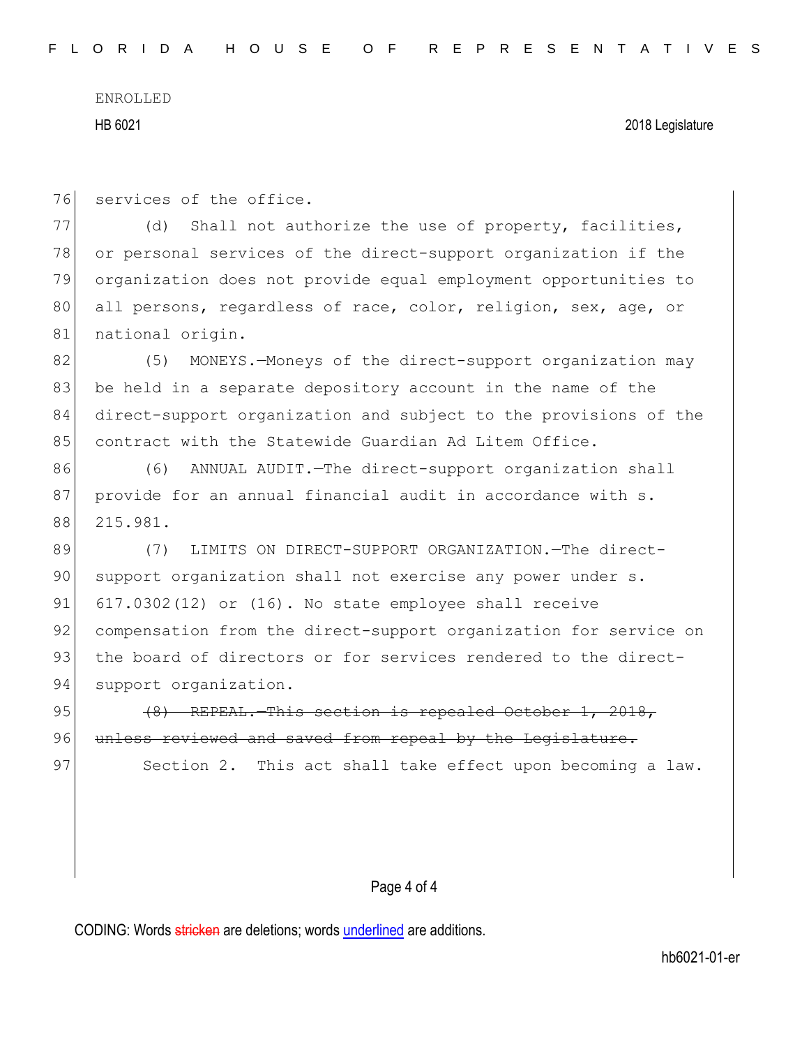services of the office.

(d) Shall not authorize the use of property, facilities, or personal services of the direct-support organization if the organization does not provide equal employment opportunities to all persons, regardless of race, color, religion, sex, age, or national origin.

(5) MONEYS.—Moneys of the direct-support organization may be held in a separate depository account in the name of the direct-support organization and subject to the provisions of the contract with the Statewide Guardian Ad Litem Office.

(6) ANNUAL AUDIT.—The direct-support organization shall provide for an annual financial audit in accordance with s. 215.981.

(7) LIMITS ON DIRECT-SUPPORT ORGANIZATION.—The direct-support organization shall not exercise any power under s. 617.0302(12) or (16). No state employee shall receive compensation from the direct-support organization for service on the board of directors or for services rendered to the direct-support organization.

~~(8) REPEAL.—This section is repealed October 1, 2018, unless reviewed and saved from repeal by the Legislature.~~

Section 2. This act shall take effect upon becoming a law.

CODING: Words ~~stricken~~ are deletions; words underlined are additions.